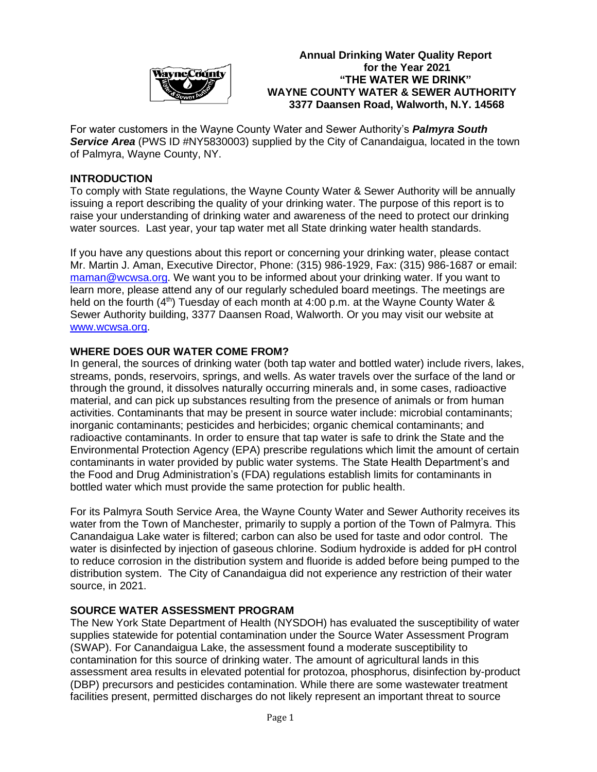**Annual Drinking Water Quality Report**
**for the Year 2021**
**"THE WATER WE DRINK"**
**WAYNE COUNTY WATER & SEWER AUTHORITY**
**3377 Daansen Road, Walworth, N.Y. 14568**

For water customers in the Wayne County Water and Sewer Authority's ***Palmyra South Service Area*** (PWS ID #NY5830003) supplied by the City of Canandaigua, located in the town of Palmyra, Wayne County, NY.

## INTRODUCTION

To comply with State regulations, the Wayne County Water & Sewer Authority will be annually issuing a report describing the quality of your drinking water. The purpose of this report is to raise your understanding of drinking water and awareness of the need to protect our drinking water sources. Last year, your tap water met all State drinking water health standards.

If you have any questions about this report or concerning your drinking water, please contact Mr. Martin J. Aman, Executive Director, Phone: (315) 986-1929, Fax: (315) 986-1687 or email: maman@wcwsa.org. We want you to be informed about your drinking water. If you want to learn more, please attend any of our regularly scheduled board meetings. The meetings are held on the fourth (4th) Tuesday of each month at 4:00 p.m. at the Wayne County Water & Sewer Authority building, 3377 Daansen Road, Walworth. Or you may visit our website at www.wcwsa.org.

## WHERE DOES OUR WATER COME FROM?

In general, the sources of drinking water (both tap water and bottled water) include rivers, lakes, streams, ponds, reservoirs, springs, and wells. As water travels over the surface of the land or through the ground, it dissolves naturally occurring minerals and, in some cases, radioactive material, and can pick up substances resulting from the presence of animals or from human activities. Contaminants that may be present in source water include: microbial contaminants; inorganic contaminants; pesticides and herbicides; organic chemical contaminants; and radioactive contaminants. In order to ensure that tap water is safe to drink the State and the Environmental Protection Agency (EPA) prescribe regulations which limit the amount of certain contaminants in water provided by public water systems. The State Health Department's and the Food and Drug Administration's (FDA) regulations establish limits for contaminants in bottled water which must provide the same protection for public health.

For its Palmyra South Service Area, the Wayne County Water and Sewer Authority receives its water from the Town of Manchester, primarily to supply a portion of the Town of Palmyra. This Canandaigua Lake water is filtered; carbon can also be used for taste and odor control. The water is disinfected by injection of gaseous chlorine. Sodium hydroxide is added for pH control to reduce corrosion in the distribution system and fluoride is added before being pumped to the distribution system. The City of Canandaigua did not experience any restriction of their water source, in 2021.

## SOURCE WATER ASSESSMENT PROGRAM

The New York State Department of Health (NYSDOH) has evaluated the susceptibility of water supplies statewide for potential contamination under the Source Water Assessment Program (SWAP). For Canandaigua Lake, the assessment found a moderate susceptibility to contamination for this source of drinking water. The amount of agricultural lands in this assessment area results in elevated potential for protozoa, phosphorus, disinfection by-product (DBP) precursors and pesticides contamination. While there are some wastewater treatment facilities present, permitted discharges do not likely represent an important threat to source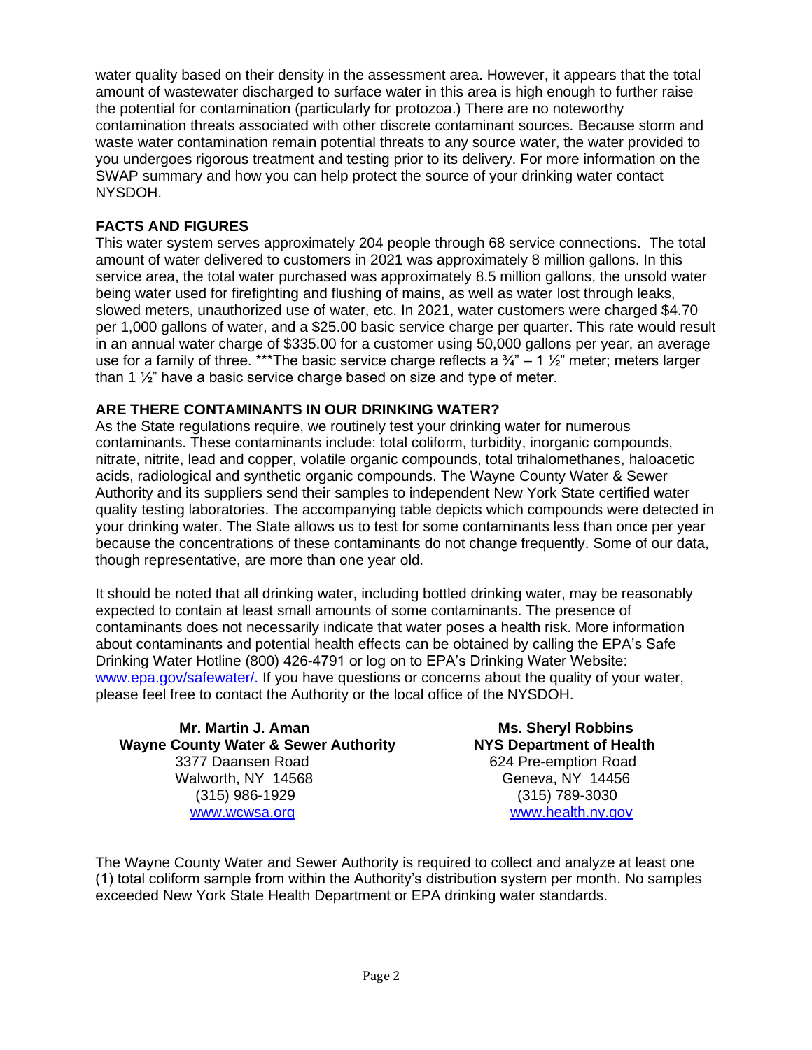water quality based on their density in the assessment area. However, it appears that the total amount of wastewater discharged to surface water in this area is high enough to further raise the potential for contamination (particularly for protozoa.) There are no noteworthy contamination threats associated with other discrete contaminant sources. Because storm and waste water contamination remain potential threats to any source water, the water provided to you undergoes rigorous treatment and testing prior to its delivery. For more information on the SWAP summary and how you can help protect the source of your drinking water contact NYSDOH.

## FACTS AND FIGURES

This water system serves approximately 204 people through 68 service connections. The total amount of water delivered to customers in 2021 was approximately 8 million gallons. In this service area, the total water purchased was approximately 8.5 million gallons, the unsold water being water used for firefighting and flushing of mains, as well as water lost through leaks, slowed meters, unauthorized use of water, etc. In 2021, water customers were charged $4.70 per 1,000 gallons of water, and a $25.00 basic service charge per quarter. This rate would result in an annual water charge of $335.00 for a customer using 50,000 gallons per year, an average use for a family of three. ***The basic service charge reflects a ¾" – 1 ½" meter; meters larger than 1 ½" have a basic service charge based on size and type of meter.

## ARE THERE CONTAMINANTS IN OUR DRINKING WATER?

As the State regulations require, we routinely test your drinking water for numerous contaminants. These contaminants include: total coliform, turbidity, inorganic compounds, nitrate, nitrite, lead and copper, volatile organic compounds, total trihalomethanes, haloacetic acids, radiological and synthetic organic compounds. The Wayne County Water & Sewer Authority and its suppliers send their samples to independent New York State certified water quality testing laboratories. The accompanying table depicts which compounds were detected in your drinking water. The State allows us to test for some contaminants less than once per year because the concentrations of these contaminants do not change frequently. Some of our data, though representative, are more than one year old.

It should be noted that all drinking water, including bottled drinking water, may be reasonably expected to contain at least small amounts of some contaminants. The presence of contaminants does not necessarily indicate that water poses a health risk. More information about contaminants and potential health effects can be obtained by calling the EPA's Safe Drinking Water Hotline (800) 426-4791 or log on to EPA's Drinking Water Website: www.epa.gov/safewater/. If you have questions or concerns about the quality of your water, please feel free to contact the Authority or the local office of the NYSDOH.

**Mr. Martin J. Aman**
**Wayne County Water & Sewer Authority**
3377 Daansen Road
Walworth, NY 14568
(315) 986-1929
www.wcwsa.org

**Ms. Sheryl Robbins**
**NYS Department of Health**
624 Pre-emption Road
Geneva, NY 14456
(315) 789-3030
www.health.ny.gov

The Wayne County Water and Sewer Authority is required to collect and analyze at least one (1) total coliform sample from within the Authority's distribution system per month. No samples exceeded New York State Health Department or EPA drinking water standards.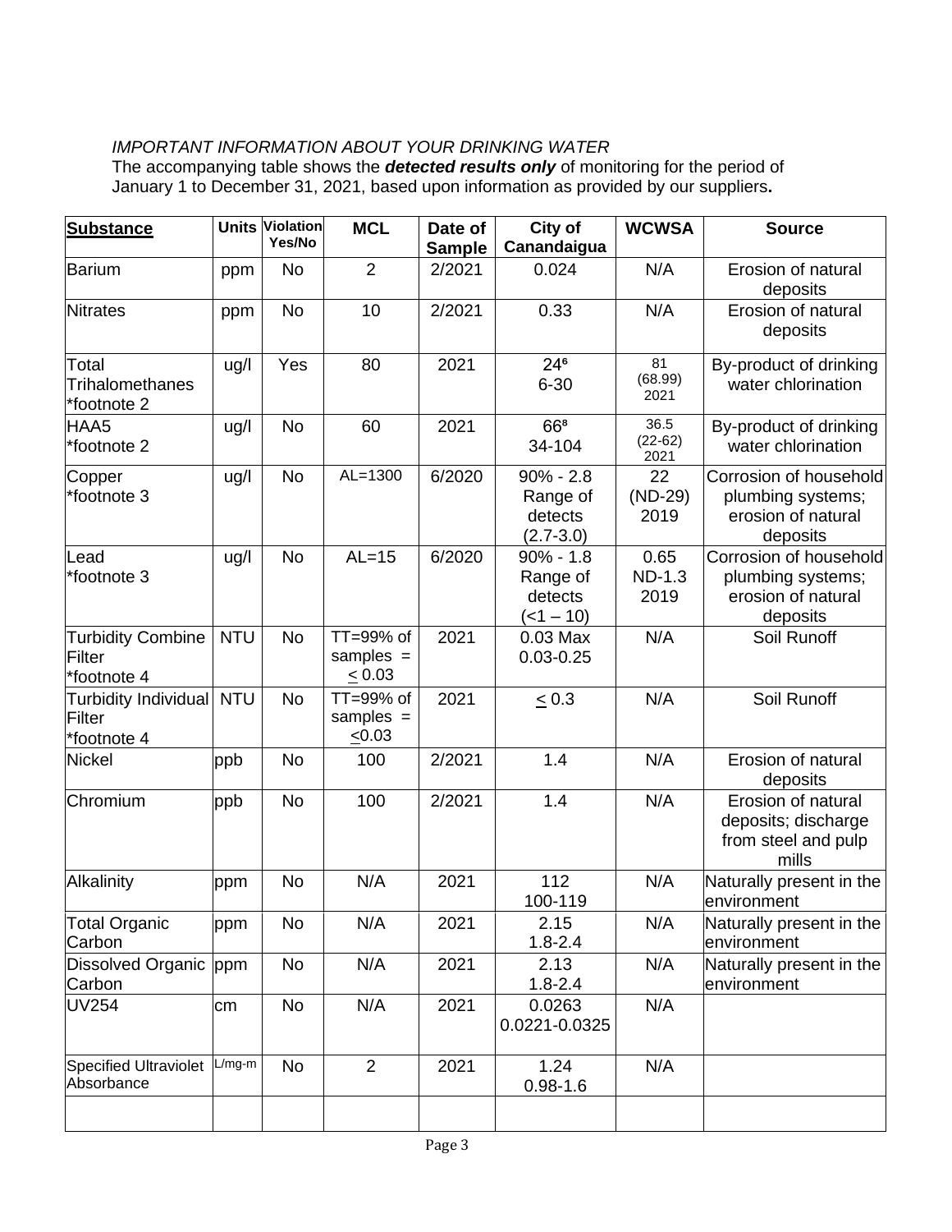*IMPORTANT INFORMATION ABOUT YOUR DRINKING WATER*

The accompanying table shows the ***detected results only*** of monitoring for the period of January 1 to December 31, 2021, based upon information as provided by our suppliers**.**

| **Substance** | **Units** | **Violation Yes/No** | **MCL** | **Date of Sample** | **City of Canandaigua** | **WCWSA** | **Source** |
|---|---|---|---|---|---|---|---|
| Barium | ppm | No | 2 | 2/2021 | 0.024 | N/A | Erosion of natural deposits |
| Nitrates | ppm | No | 10 | 2/2021 | 0.33 | N/A | Erosion of natural deposits |
| Total Trihalomethanes *footnote 2 | ug/l | Yes | 80 | 2021 | 24[6] 6-30 | 81 (68.99) 2021 | By-product of drinking water chlorination |
| HAA5 *footnote 2 | ug/l | No | 60 | 2021 | 66[8] 34-104 | 36.5 (22-62) 2021 | By-product of drinking water chlorination |
| Copper *footnote 3 | ug/l | No | AL=1300 | 6/2020 | 90% - 2.8 Range of detects (2.7-3.0) | 22 (ND-29) 2019 | Corrosion of household plumbing systems; erosion of natural deposits |
| Lead *footnote 3 | ug/l | No | AL=15 | 6/2020 | 90% - 1.8 Range of detects (<1 – 10) | 0.65 ND-1.3 2019 | Corrosion of household plumbing systems; erosion of natural deposits |
| Turbidity Combine Filter *footnote 4 | NTU | No | TT=99% of samples = ≤ 0.03 | 2021 | 0.03 Max 0.03-0.25 | N/A | Soil Runoff |
| Turbidity Individual Filter *footnote 4 | NTU | No | TT=99% of samples = ≤0.03 | 2021 | ≤ 0.3 | N/A | Soil Runoff |
| Nickel | ppb | No | 100 | 2/2021 | 1.4 | N/A | Erosion of natural deposits |
| Chromium | ppb | No | 100 | 2/2021 | 1.4 | N/A | Erosion of natural deposits; discharge from steel and pulp mills |
| Alkalinity | ppm | No | N/A | 2021 | 112 100-119 | N/A | Naturally present in the environment |
| Total Organic Carbon | ppm | No | N/A | 2021 | 2.15 1.8-2.4 | N/A | Naturally present in the environment |
| Dissolved Organic Carbon | ppm | No | N/A | 2021 | 2.13 1.8-2.4 | N/A | Naturally present in the environment |
| UV254 | cm | No | N/A | 2021 | 0.0263 0.0221-0.0325 | N/A | |
| Specified Ultraviolet Absorbance | L/mg-m | No | 2 | 2021 | 1.24 0.98-1.6 | N/A | |
| | | | | | | | |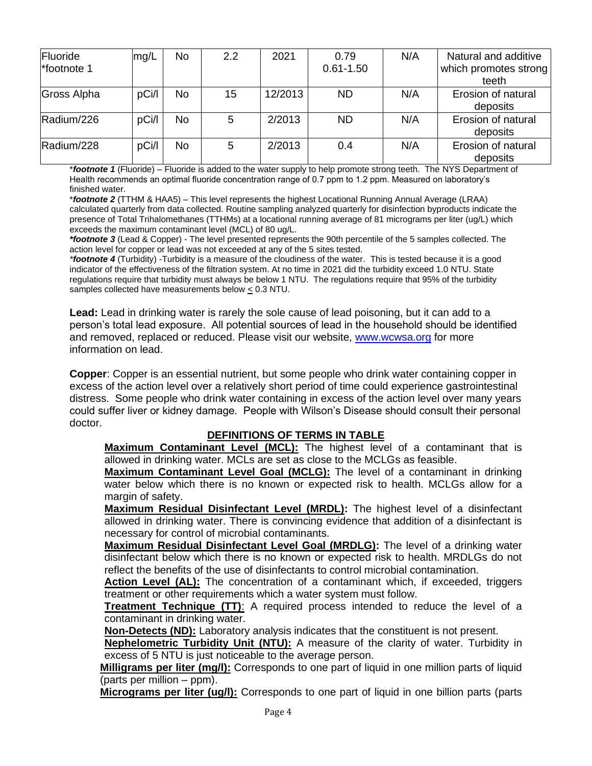| Fluoride *footnote 1 | mg/L | No | 2.2 | 2021 | 0.79 0.61-1.50 | N/A | Natural and additive which promotes strong teeth |
|---|---|---|---|---|---|---|---|
| Gross Alpha | pCi/l | No | 15 | 12/2013 | ND | N/A | Erosion of natural deposits |
| Radium/226 | pCi/l | No | 5 | 2/2013 | ND | N/A | Erosion of natural deposits |
| Radium/228 | pCi/l | No | 5 | 2/2013 | 0.4 | N/A | Erosion of natural deposits |

****footnote 1*** (Fluoride) – Fluoride is added to the water supply to help promote strong teeth. The NYS Department of Health recommends an optimal fluoride concentration range of 0.7 ppm to 1.2 ppm. Measured on laboratory's finished water.

****footnote 2*** (TTHM & HAA5) – This level represents the highest Locational Running Annual Average (LRAA) calculated quarterly from data collected. Routine sampling analyzed quarterly for disinfection byproducts indicate the presence of Total Trihalomethanes (TTHMs) at a locational running average of 81 micrograms per liter (ug/L) which exceeds the maximum contaminant level (MCL) of 80 ug/L.

****footnote 3*** (Lead & Copper) - The level presented represents the 90th percentile of the 5 samples collected. The action level for copper or lead was not exceeded at any of the 5 sites tested.

****footnote 4*** (Turbidity) -Turbidity is a measure of the cloudiness of the water. This is tested because it is a good indicator of the effectiveness of the filtration system. At no time in 2021 did the turbidity exceed 1.0 NTU. State regulations require that turbidity must always be below 1 NTU. The regulations require that 95% of the turbidity samples collected have measurements below $\leq$ 0.3 NTU.

**Lead:** Lead in drinking water is rarely the sole cause of lead poisoning, but it can add to a person's total lead exposure. All potential sources of lead in the household should be identified and removed, replaced or reduced. Please visit our website, www.wcwsa.org for more information on lead.

**Copper**: Copper is an essential nutrient, but some people who drink water containing copper in excess of the action level over a relatively short period of time could experience gastrointestinal distress. Some people who drink water containing in excess of the action level over many years could suffer liver or kidney damage. People with Wilson's Disease should consult their personal doctor.

## DEFINITIONS OF TERMS IN TABLE

**Maximum Contaminant Level (MCL):** The highest level of a contaminant that is allowed in drinking water. MCLs are set as close to the MCLGs as feasible.

**Maximum Contaminant Level Goal (MCLG):** The level of a contaminant in drinking water below which there is no known or expected risk to health. MCLGs allow for a margin of safety.

**Maximum Residual Disinfectant Level (MRDL):** The highest level of a disinfectant allowed in drinking water. There is convincing evidence that addition of a disinfectant is necessary for control of microbial contaminants.

**Maximum Residual Disinfectant Level Goal (MRDLG):** The level of a drinking water disinfectant below which there is no known or expected risk to health. MRDLGs do not reflect the benefits of the use of disinfectants to control microbial contamination.

**Action Level (AL):** The concentration of a contaminant which, if exceeded, triggers treatment or other requirements which a water system must follow.

**Treatment Technique (TT)**: A required process intended to reduce the level of a contaminant in drinking water.

**Non-Detects (ND):** Laboratory analysis indicates that the constituent is not present.

**Nephelometric Turbidity Unit (NTU):** A measure of the clarity of water. Turbidity in excess of 5 NTU is just noticeable to the average person.

**Milligrams per liter (mg/l):** Corresponds to one part of liquid in one million parts of liquid (parts per million – ppm).

**Micrograms per liter (ug/l):** Corresponds to one part of liquid in one billion parts (parts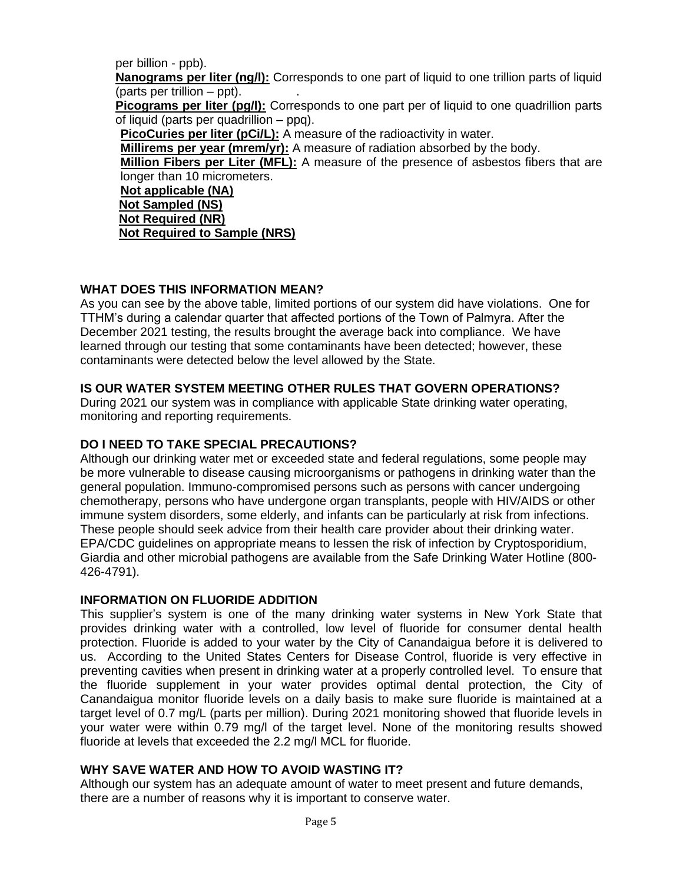per billion - ppb).

**Nanograms per liter (ng/l):** Corresponds to one part of liquid to one trillion parts of liquid (parts per trillion – ppt).

**Picograms per liter (pg/l):** Corresponds to one part per of liquid to one quadrillion parts of liquid (parts per quadrillion – ppq).

**PicoCuries per liter (pCi/L):** A measure of the radioactivity in water.

**Millirems per year (mrem/yr):** A measure of radiation absorbed by the body.

**Million Fibers per Liter (MFL):** A measure of the presence of asbestos fibers that are longer than 10 micrometers.

**Not applicable (NA)**

**Not Sampled (NS)**

**Not Required (NR)**

**Not Required to Sample (NRS)**

## WHAT DOES THIS INFORMATION MEAN?

As you can see by the above table, limited portions of our system did have violations. One for TTHM's during a calendar quarter that affected portions of the Town of Palmyra. After the December 2021 testing, the results brought the average back into compliance. We have learned through our testing that some contaminants have been detected; however, these contaminants were detected below the level allowed by the State.

## IS OUR WATER SYSTEM MEETING OTHER RULES THAT GOVERN OPERATIONS?

During 2021 our system was in compliance with applicable State drinking water operating, monitoring and reporting requirements.

## DO I NEED TO TAKE SPECIAL PRECAUTIONS?

Although our drinking water met or exceeded state and federal regulations, some people may be more vulnerable to disease causing microorganisms or pathogens in drinking water than the general population. Immuno-compromised persons such as persons with cancer undergoing chemotherapy, persons who have undergone organ transplants, people with HIV/AIDS or other immune system disorders, some elderly, and infants can be particularly at risk from infections. These people should seek advice from their health care provider about their drinking water. EPA/CDC guidelines on appropriate means to lessen the risk of infection by Cryptosporidium, Giardia and other microbial pathogens are available from the Safe Drinking Water Hotline (800-426-4791).

## INFORMATION ON FLUORIDE ADDITION

This supplier's system is one of the many drinking water systems in New York State that provides drinking water with a controlled, low level of fluoride for consumer dental health protection. Fluoride is added to your water by the City of Canandaigua before it is delivered to us. According to the United States Centers for Disease Control, fluoride is very effective in preventing cavities when present in drinking water at a properly controlled level. To ensure that the fluoride supplement in your water provides optimal dental protection, the City of Canandaigua monitor fluoride levels on a daily basis to make sure fluoride is maintained at a target level of 0.7 mg/L (parts per million). During 2021 monitoring showed that fluoride levels in your water were within 0.79 mg/l of the target level. None of the monitoring results showed fluoride at levels that exceeded the 2.2 mg/l MCL for fluoride.

## WHY SAVE WATER AND HOW TO AVOID WASTING IT?

Although our system has an adequate amount of water to meet present and future demands, there are a number of reasons why it is important to conserve water.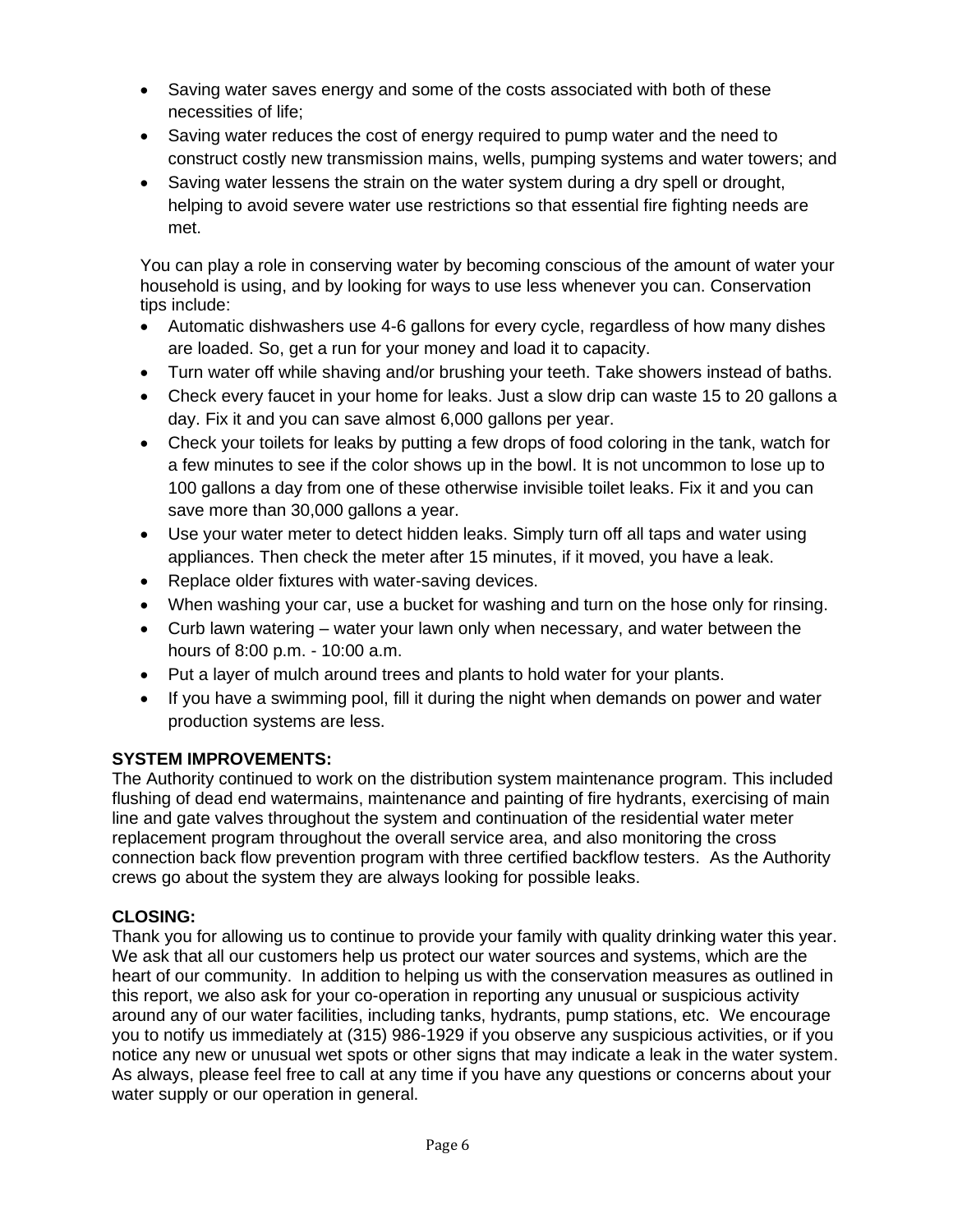- Saving water saves energy and some of the costs associated with both of these necessities of life;
- Saving water reduces the cost of energy required to pump water and the need to construct costly new transmission mains, wells, pumping systems and water towers; and
- Saving water lessens the strain on the water system during a dry spell or drought, helping to avoid severe water use restrictions so that essential fire fighting needs are met.

You can play a role in conserving water by becoming conscious of the amount of water your household is using, and by looking for ways to use less whenever you can. Conservation tips include:

- Automatic dishwashers use 4-6 gallons for every cycle, regardless of how many dishes are loaded. So, get a run for your money and load it to capacity.
- Turn water off while shaving and/or brushing your teeth. Take showers instead of baths.
- Check every faucet in your home for leaks. Just a slow drip can waste 15 to 20 gallons a day. Fix it and you can save almost 6,000 gallons per year.
- Check your toilets for leaks by putting a few drops of food coloring in the tank, watch for a few minutes to see if the color shows up in the bowl. It is not uncommon to lose up to 100 gallons a day from one of these otherwise invisible toilet leaks. Fix it and you can save more than 30,000 gallons a year.
- Use your water meter to detect hidden leaks. Simply turn off all taps and water using appliances. Then check the meter after 15 minutes, if it moved, you have a leak.
- Replace older fixtures with water-saving devices.
- When washing your car, use a bucket for washing and turn on the hose only for rinsing.
- Curb lawn watering – water your lawn only when necessary, and water between the hours of 8:00 p.m. - 10:00 a.m.
- Put a layer of mulch around trees and plants to hold water for your plants.
- If you have a swimming pool, fill it during the night when demands on power and water production systems are less.

**SYSTEM IMPROVEMENTS:**

The Authority continued to work on the distribution system maintenance program. This included flushing of dead end watermains, maintenance and painting of fire hydrants, exercising of main line and gate valves throughout the system and continuation of the residential water meter replacement program throughout the overall service area, and also monitoring the cross connection back flow prevention program with three certified backflow testers. As the Authority crews go about the system they are always looking for possible leaks.

**CLOSING:**

Thank you for allowing us to continue to provide your family with quality drinking water this year. We ask that all our customers help us protect our water sources and systems, which are the heart of our community. In addition to helping us with the conservation measures as outlined in this report, we also ask for your co-operation in reporting any unusual or suspicious activity around any of our water facilities, including tanks, hydrants, pump stations, etc. We encourage you to notify us immediately at (315) 986-1929 if you observe any suspicious activities, or if you notice any new or unusual wet spots or other signs that may indicate a leak in the water system. As always, please feel free to call at any time if you have any questions or concerns about your water supply or our operation in general.